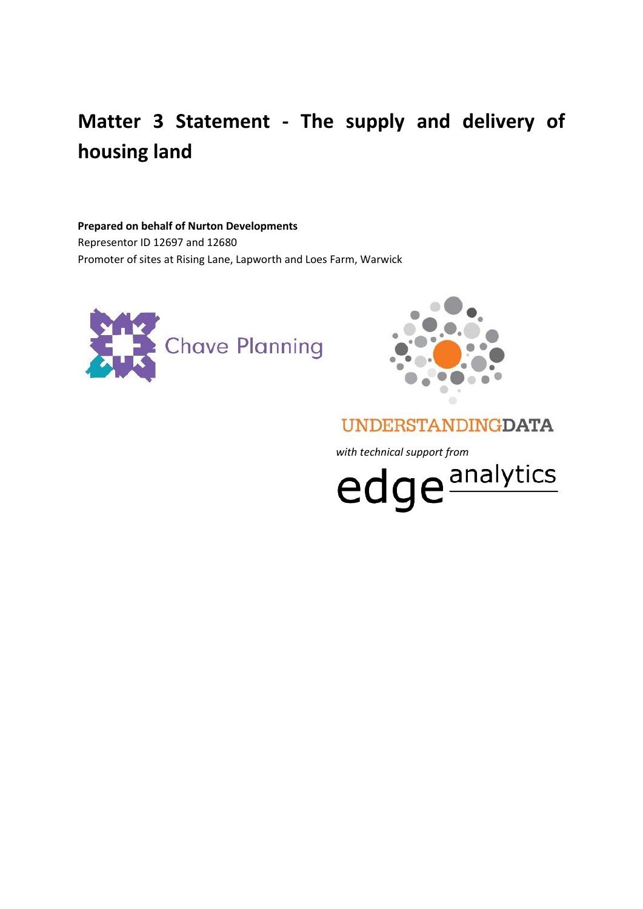# Matter 3 Statement - The supply and delivery of housing land

**Prepared on behalf of Nurton Developments**

Representor ID 12697 and 12680

Promoter of sites at Rising Lane, Lapworth and Loes Farm, Warwick

Chave Planning

UNDERSTANDINGDATA

*with technical support from*

edge analytics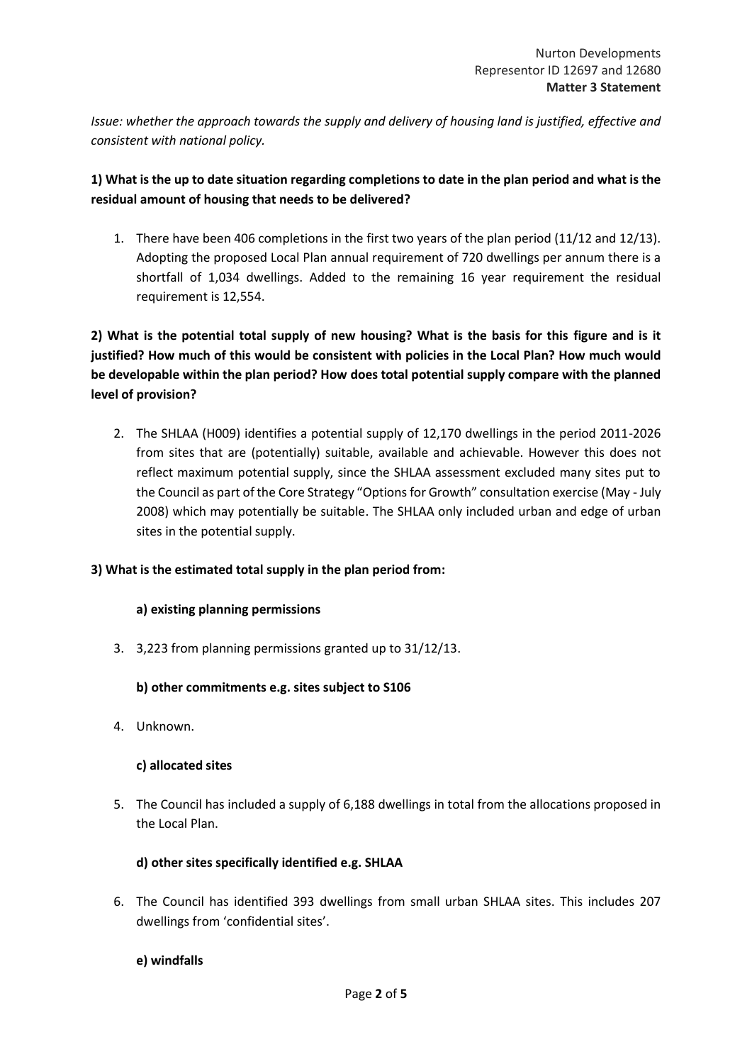*Issue: whether the approach towards the supply and delivery of housing land is justified, effective and consistent with national policy.*

**1) What is the up to date situation regarding completions to date in the plan period and what is the residual amount of housing that needs to be delivered?**

1. There have been 406 completions in the first two years of the plan period (11/12 and 12/13). Adopting the proposed Local Plan annual requirement of 720 dwellings per annum there is a shortfall of 1,034 dwellings. Added to the remaining 16 year requirement the residual requirement is 12,554.

**2) What is the potential total supply of new housing? What is the basis for this figure and is it justified? How much of this would be consistent with policies in the Local Plan? How much would be developable within the plan period? How does total potential supply compare with the planned level of provision?**

2. The SHLAA (H009) identifies a potential supply of 12,170 dwellings in the period 2011-2026 from sites that are (potentially) suitable, available and achievable. However this does not reflect maximum potential supply, since the SHLAA assessment excluded many sites put to the Council as part of the Core Strategy "Options for Growth" consultation exercise (May - July 2008) which may potentially be suitable. The SHLAA only included urban and edge of urban sites in the potential supply.

**3) What is the estimated total supply in the plan period from:**

**a) existing planning permissions**

3. 3,223 from planning permissions granted up to 31/12/13.

**b) other commitments e.g. sites subject to S106**

4. Unknown.

**c) allocated sites**

5. The Council has included a supply of 6,188 dwellings in total from the allocations proposed in the Local Plan.

**d) other sites specifically identified e.g. SHLAA**

6. The Council has identified 393 dwellings from small urban SHLAA sites. This includes 207 dwellings from 'confidential sites'.

**e) windfalls**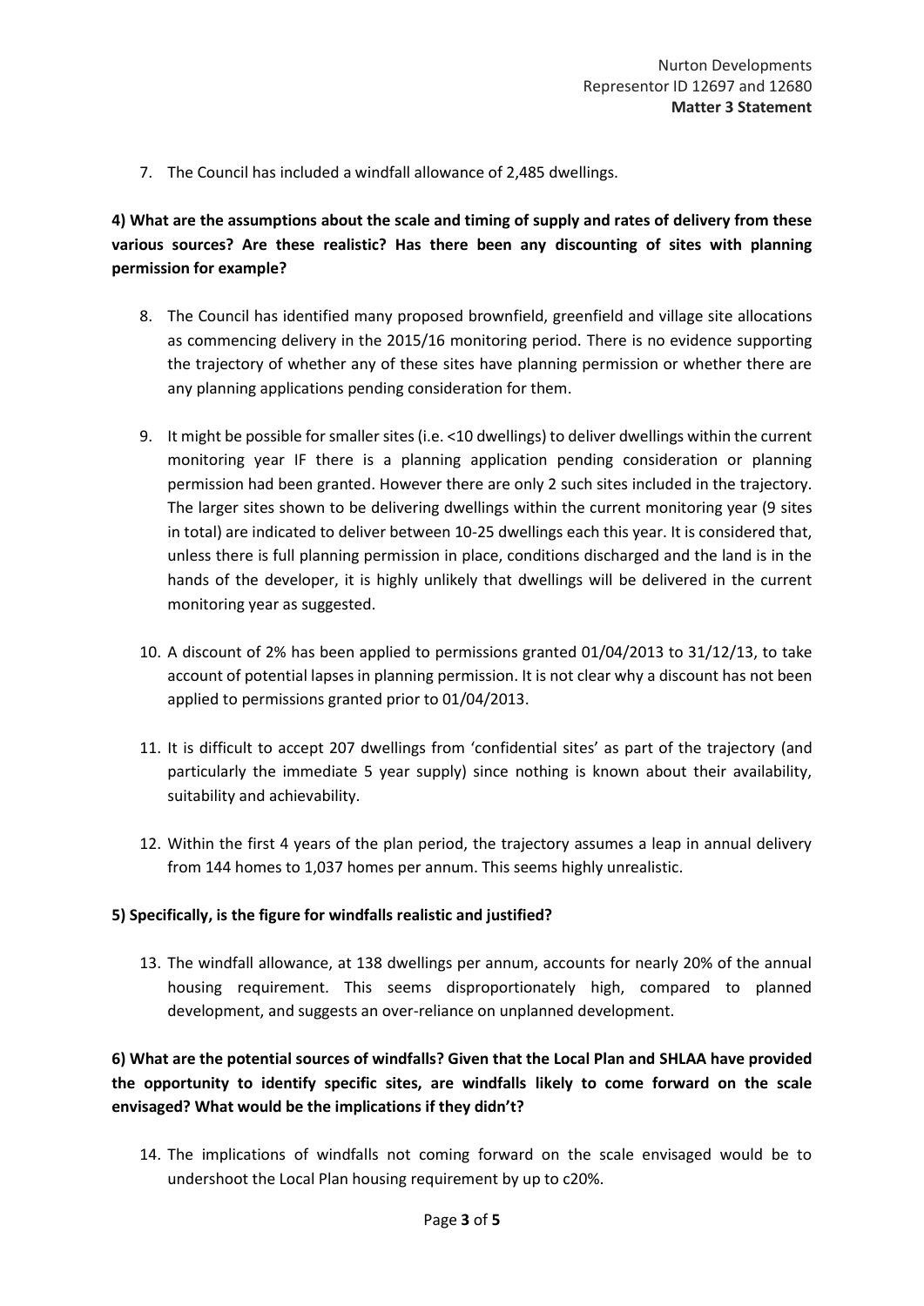7. The Council has included a windfall allowance of 2,485 dwellings.

**4) What are the assumptions about the scale and timing of supply and rates of delivery from these various sources? Are these realistic? Has there been any discounting of sites with planning permission for example?**

8. The Council has identified many proposed brownfield, greenfield and village site allocations as commencing delivery in the 2015/16 monitoring period. There is no evidence supporting the trajectory of whether any of these sites have planning permission or whether there are any planning applications pending consideration for them.

9. It might be possible for smaller sites (i.e. <10 dwellings) to deliver dwellings within the current monitoring year IF there is a planning application pending consideration or planning permission had been granted. However there are only 2 such sites included in the trajectory. The larger sites shown to be delivering dwellings within the current monitoring year (9 sites in total) are indicated to deliver between 10-25 dwellings each this year. It is considered that, unless there is full planning permission in place, conditions discharged and the land is in the hands of the developer, it is highly unlikely that dwellings will be delivered in the current monitoring year as suggested.

10. A discount of 2% has been applied to permissions granted 01/04/2013 to 31/12/13, to take account of potential lapses in planning permission. It is not clear why a discount has not been applied to permissions granted prior to 01/04/2013.

11. It is difficult to accept 207 dwellings from 'confidential sites' as part of the trajectory (and particularly the immediate 5 year supply) since nothing is known about their availability, suitability and achievability.

12. Within the first 4 years of the plan period, the trajectory assumes a leap in annual delivery from 144 homes to 1,037 homes per annum. This seems highly unrealistic.

**5) Specifically, is the figure for windfalls realistic and justified?**

13. The windfall allowance, at 138 dwellings per annum, accounts for nearly 20% of the annual housing requirement. This seems disproportionately high, compared to planned development, and suggests an over-reliance on unplanned development.

**6) What are the potential sources of windfalls? Given that the Local Plan and SHLAA have provided the opportunity to identify specific sites, are windfalls likely to come forward on the scale envisaged? What would be the implications if they didn't?**

14. The implications of windfalls not coming forward on the scale envisaged would be to undershoot the Local Plan housing requirement by up to c20%.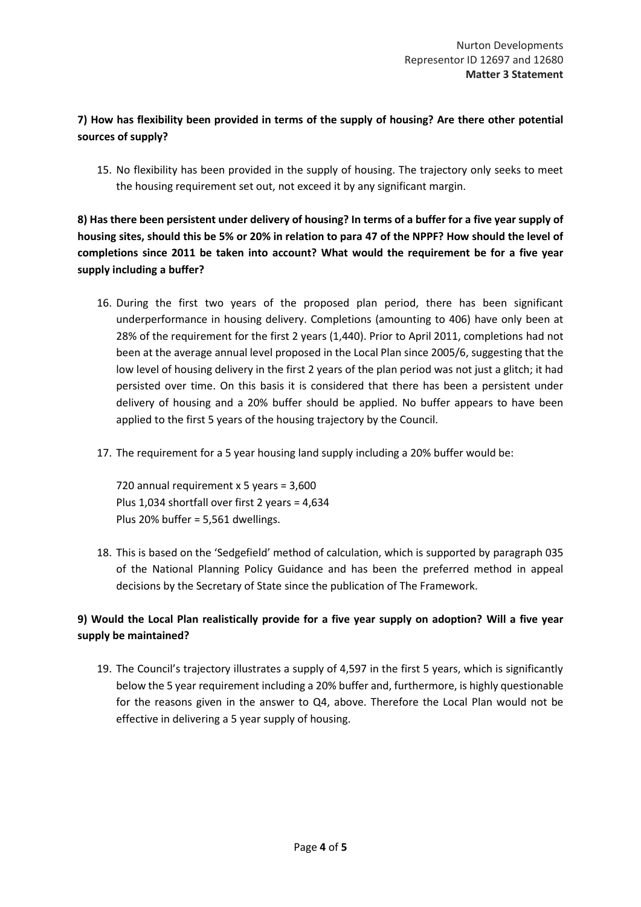**7) How has flexibility been provided in terms of the supply of housing? Are there other potential sources of supply?**

15. No flexibility has been provided in the supply of housing. The trajectory only seeks to meet the housing requirement set out, not exceed it by any significant margin.

**8) Has there been persistent under delivery of housing? In terms of a buffer for a five year supply of housing sites, should this be 5% or 20% in relation to para 47 of the NPPF? How should the level of completions since 2011 be taken into account? What would the requirement be for a five year supply including a buffer?**

16. During the first two years of the proposed plan period, there has been significant underperformance in housing delivery. Completions (amounting to 406) have only been at 28% of the requirement for the first 2 years (1,440). Prior to April 2011, completions had not been at the average annual level proposed in the Local Plan since 2005/6, suggesting that the low level of housing delivery in the first 2 years of the plan period was not just a glitch; it had persisted over time. On this basis it is considered that there has been a persistent under delivery of housing and a 20% buffer should be applied. No buffer appears to have been applied to the first 5 years of the housing trajectory by the Council.

17. The requirement for a 5 year housing land supply including a 20% buffer would be:

    720 annual requirement x 5 years = 3,600
    Plus 1,034 shortfall over first 2 years = 4,634
    Plus 20% buffer = 5,561 dwellings.

18. This is based on the 'Sedgefield' method of calculation, which is supported by paragraph 035 of the National Planning Policy Guidance and has been the preferred method in appeal decisions by the Secretary of State since the publication of The Framework.

**9) Would the Local Plan realistically provide for a five year supply on adoption? Will a five year supply be maintained?**

19. The Council's trajectory illustrates a supply of 4,597 in the first 5 years, which is significantly below the 5 year requirement including a 20% buffer and, furthermore, is highly questionable for the reasons given in the answer to Q4, above. Therefore the Local Plan would not be effective in delivering a 5 year supply of housing.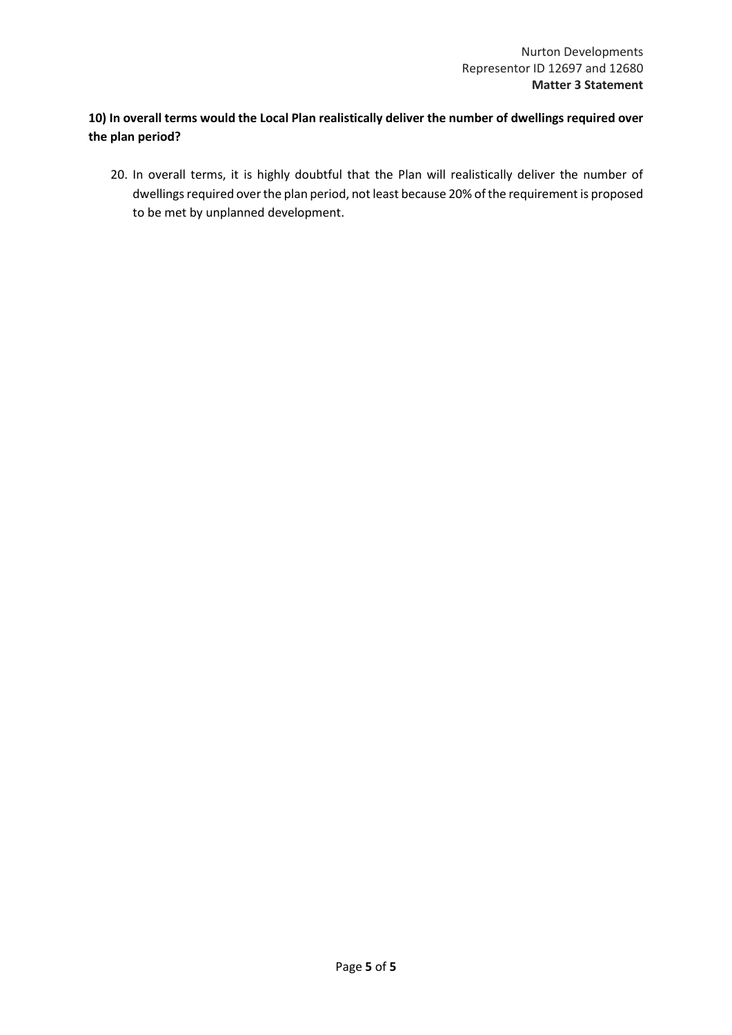**10) In overall terms would the Local Plan realistically deliver the number of dwellings required over the plan period?**

20. In overall terms, it is highly doubtful that the Plan will realistically deliver the number of dwellings required over the plan period, not least because 20% of the requirement is proposed to be met by unplanned development.